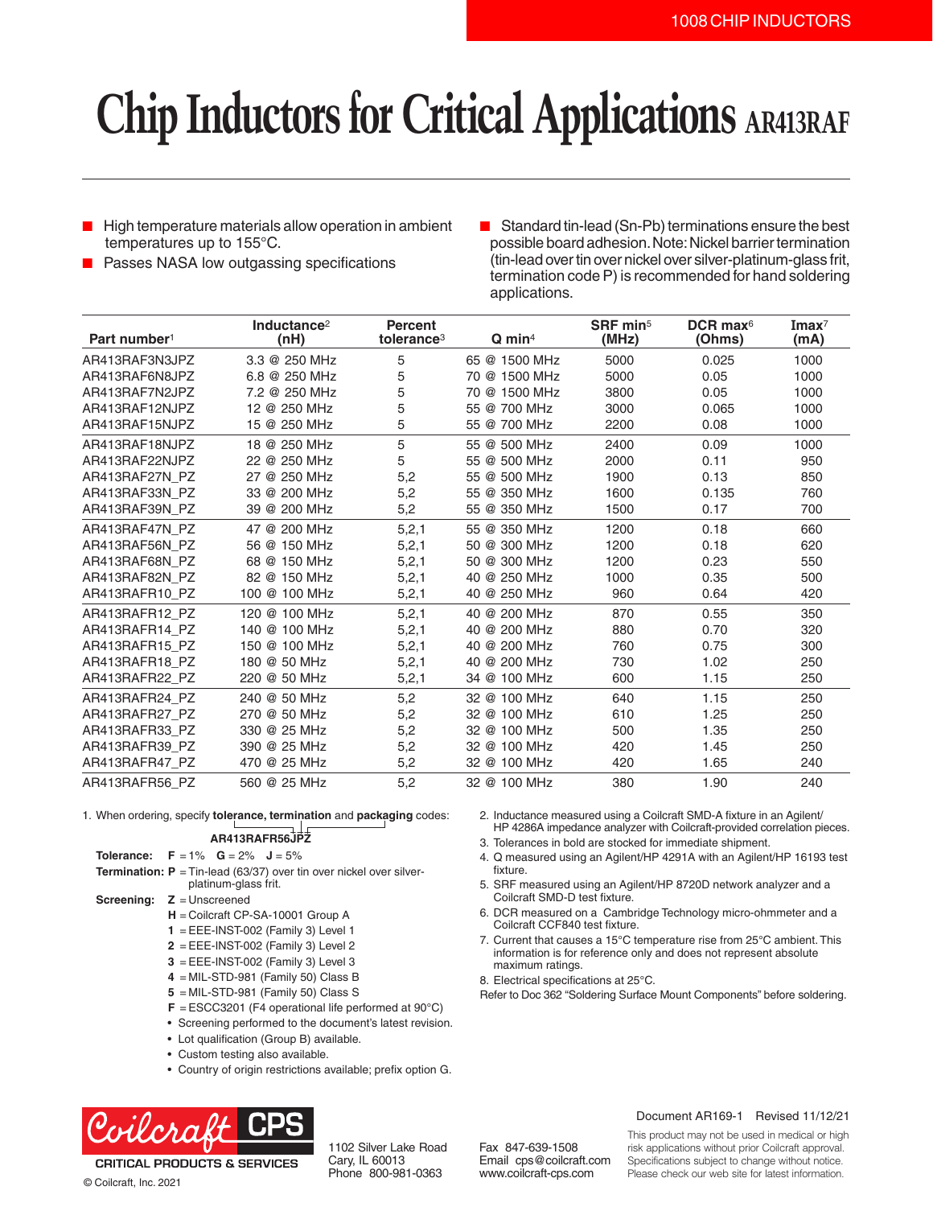# Chip Inductors for Critical Applications AR413RAF

- High temperature materials allow operation in ambient temperatures up to 155°C.
- Passes NASA low outgassing specifications
- Standard tin-lead (Sn-Pb) terminations ensure the best possible board adhesion. Note: Nickel barrier termination (tin-lead over tin over nickel over silver-platinum-glass frit, termination code P) is recommended for hand soldering applications.

| Part number[1] | Inductance[2] (nH) | Percent tolerance[3] | Q min[4] | SRF min[5] (MHz) | DCR max[6] (Ohms) | Imax[7] (mA) |
|---|---|---|---|---|---|---|
| AR413RAF3N3JPZ | 3.3 @ 250 MHz | 5 | 65 @ 1500 MHz | 5000 | 0.025 | 1000 |
| AR413RAF6N8JPZ | 6.8 @ 250 MHz | 5 | 70 @ 1500 MHz | 5000 | 0.05 | 1000 |
| AR413RAF7N2JPZ | 7.2 @ 250 MHz | 5 | 70 @ 1500 MHz | 3800 | 0.05 | 1000 |
| AR413RAF12NJPZ | 12 @ 250 MHz | 5 | 55 @ 700 MHz | 3000 | 0.065 | 1000 |
| AR413RAF15NJPZ | 15 @ 250 MHz | 5 | 55 @ 700 MHz | 2200 | 0.08 | 1000 |
| AR413RAF18NJPZ | 18 @ 250 MHz | 5 | 55 @ 500 MHz | 2400 | 0.09 | 1000 |
| AR413RAF22NJPZ | 22 @ 250 MHz | 5 | 55 @ 500 MHz | 2000 | 0.11 | 950 |
| AR413RAF27N_PZ | 27 @ 250 MHz | 5,2 | 55 @ 500 MHz | 1900 | 0.13 | 850 |
| AR413RAF33N_PZ | 33 @ 200 MHz | 5,2 | 55 @ 350 MHz | 1600 | 0.135 | 760 |
| AR413RAF39N_PZ | 39 @ 200 MHz | 5,2 | 55 @ 350 MHz | 1500 | 0.17 | 700 |
| AR413RAF47N_PZ | 47 @ 200 MHz | 5,2,1 | 55 @ 350 MHz | 1200 | 0.18 | 660 |
| AR413RAF56N_PZ | 56 @ 150 MHz | 5,2,1 | 50 @ 300 MHz | 1200 | 0.18 | 620 |
| AR413RAF68N_PZ | 68 @ 150 MHz | 5,2,1 | 50 @ 300 MHz | 1200 | 0.23 | 550 |
| AR413RAF82N_PZ | 82 @ 150 MHz | 5,2,1 | 40 @ 250 MHz | 1000 | 0.35 | 500 |
| AR413RAFR10_PZ | 100 @ 100 MHz | 5,2,1 | 40 @ 250 MHz | 960 | 0.64 | 420 |
| AR413RAFR12_PZ | 120 @ 100 MHz | 5,2,1 | 40 @ 200 MHz | 870 | 0.55 | 350 |
| AR413RAFR14_PZ | 140 @ 100 MHz | 5,2,1 | 40 @ 200 MHz | 880 | 0.70 | 320 |
| AR413RAFR15_PZ | 150 @ 100 MHz | 5,2,1 | 40 @ 200 MHz | 760 | 0.75 | 300 |
| AR413RAFR18_PZ | 180 @ 50 MHz | 5,2,1 | 40 @ 200 MHz | 730 | 1.02 | 250 |
| AR413RAFR22_PZ | 220 @ 50 MHz | 5,2,1 | 34 @ 100 MHz | 600 | 1.15 | 250 |
| AR413RAFR24_PZ | 240 @ 50 MHz | 5,2 | 32 @ 100 MHz | 640 | 1.15 | 250 |
| AR413RAFR27_PZ | 270 @ 50 MHz | 5,2 | 32 @ 100 MHz | 610 | 1.25 | 250 |
| AR413RAFR33_PZ | 330 @ 25 MHz | 5,2 | 32 @ 100 MHz | 500 | 1.35 | 250 |
| AR413RAFR39_PZ | 390 @ 25 MHz | 5,2 | 32 @ 100 MHz | 420 | 1.45 | 250 |
| AR413RAFR47_PZ | 470 @ 25 MHz | 5,2 | 32 @ 100 MHz | 420 | 1.65 | 240 |
| AR413RAFR56_PZ | 560 @ 25 MHz | 5,2 | 32 @ 100 MHz | 380 | 1.90 | 240 |

1. When ordering, specify **tolerance, termination** and **packaging** codes:

   **AR413RAFR56JPZ**

   **Tolerance:** **F** = 1% **G** = 2% **J** = 5%

   **Termination:** **P** = Tin-lead (63/37) over tin over nickel over silver-platinum-glass frit.

   **Screening:** **Z** = Unscreened
   - **H** = Coilcraft CP-SA-10001 Group A
   - **1** = EEE-INST-002 (Family 3) Level 1
   - **2** = EEE-INST-002 (Family 3) Level 2
   - **3** = EEE-INST-002 (Family 3) Level 3
   - **4** = MIL-STD-981 (Family 50) Class B
   - **5** = MIL-STD-981 (Family 50) Class S
   - **F** = ESCC3201 (F4 operational life performed at 90°C)

   - Screening performed to the document's latest revision.
   - Lot qualification (Group B) available.
   - Custom testing also available.
   - Country of origin restrictions available; prefix option G.

2. Inductance measured using a Coilcraft SMD-A fixture in an Agilent/HP 4286A impedance analyzer with Coilcraft-provided correlation pieces.
3. Tolerances in bold are stocked for immediate shipment.
4. Q measured using an Agilent/HP 4291A with an Agilent/HP 16193 test fixture.
5. SRF measured using an Agilent/HP 8720D network analyzer and a Coilcraft SMD-D test fixture.
6. DCR measured on a Cambridge Technology micro-ohmmeter and a Coilcraft CCF840 test fixture.
7. Current that causes a 15°C temperature rise from 25°C ambient. This information is for reference only and does not represent absolute maximum ratings.
8. Electrical specifications at 25°C.

Refer to Doc 362 "Soldering Surface Mount Components" before soldering.

Coilcraft CPS — CRITICAL PRODUCTS & SERVICES

1102 Silver Lake Road
Cary, IL 60013
Phone 800-981-0363

Fax 847-639-1508
Email cps@coilcraft.com
www.coilcraft-cps.com

Document AR169-1 Revised 11/12/21

This product may not be used in medical or high risk applications without prior Coilcraft approval. Specifications subject to change without notice. Please check our web site for latest information.

© Coilcraft, Inc. 2021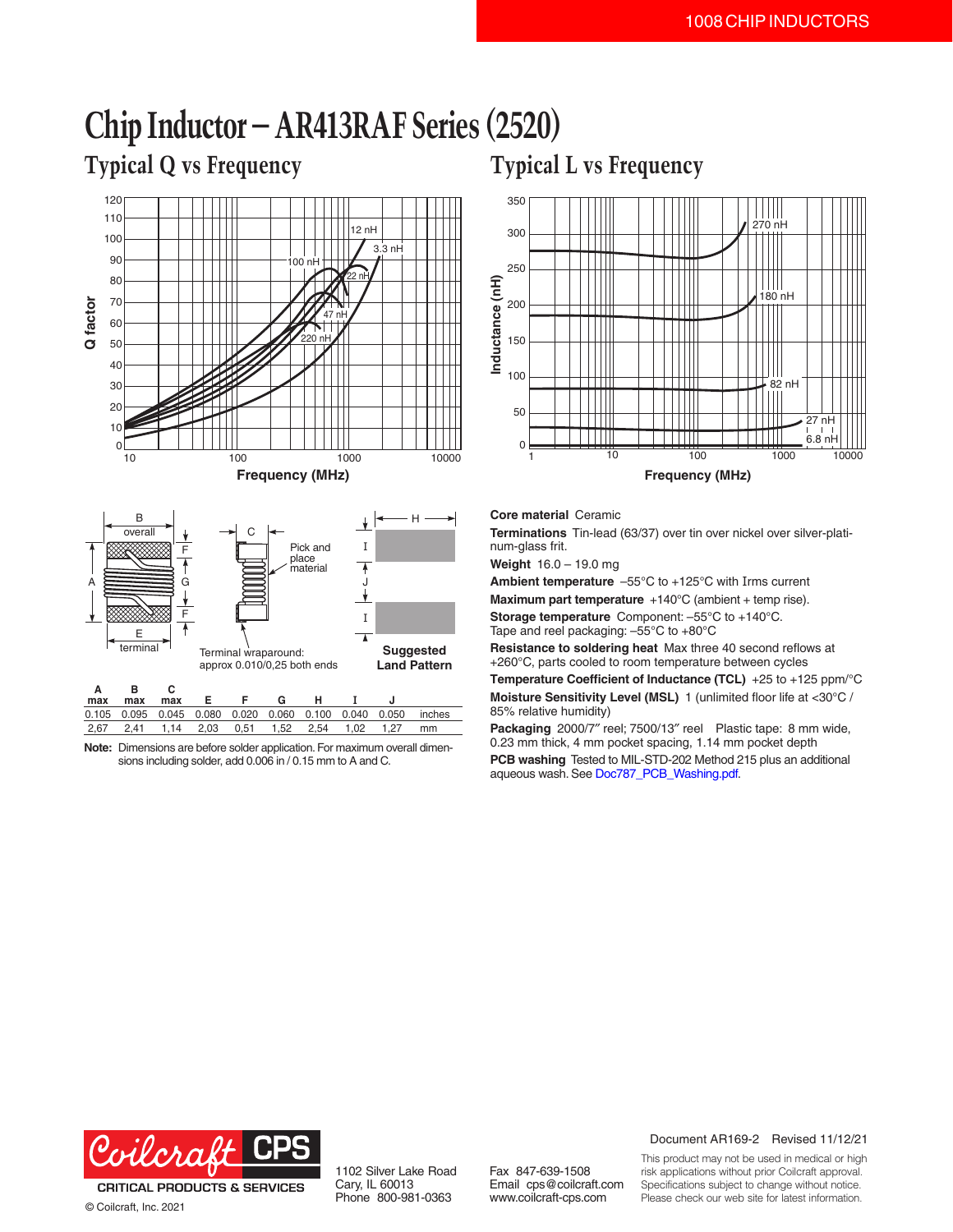# Chip Inductor – AR413RAF Series (2520)

## Typical Q vs Frequency

Q factor

120
110
100
90
80
70
60
50
40
30
20
10
0

10
100
1000
10000

Frequency (MHz)

12 nH
3.3 nH
100 nH
22 nH
47 nH
220 nH

## Typical L vs Frequency

Inductance (nH)

350
300
250
200
150
100
50
0

1
10
100
1000
10000

Frequency (MHz)

270 nH
180 nH
82 nH
27 nH
6.8 nH

B overall
A
F
G
F
E terminal
C
Pick and place material
Terminal wraparound: approx 0.010/0,25 both ends
H
I
J
I
Suggested Land Pattern

| A max | B max | C max | E | F | G | H | I | J | |
|---|---|---|---|---|---|---|---|---|---|
| 0.105 | 0.095 | 0.045 | 0.080 | 0.020 | 0.060 | 0.100 | 0.040 | 0.050 | inches |
| 2,67 | 2,41 | 1,14 | 2,03 | 0,51 | 1,52 | 2,54 | 1,02 | 1,27 | mm |

**Note:** Dimensions are before solder application. For maximum overall dimensions including solder, add 0.006 in / 0.15 mm to A and C.

**Core material** Ceramic

**Terminations** Tin-lead (63/37) over tin over nickel over silver-platinum-glass frit.

**Weight** 16.0 – 19.0 mg

**Ambient temperature** –55°C to +125°C with Irms current

**Maximum part temperature** +140°C (ambient + temp rise).

**Storage temperature** Component: –55°C to +140°C. Tape and reel packaging: –55°C to +80°C

**Resistance to soldering heat** Max three 40 second reflows at +260°C, parts cooled to room temperature between cycles

**Temperature Coefficient of Inductance (TCL)** +25 to +125 ppm/°C

**Moisture Sensitivity Level (MSL)** 1 (unlimited floor life at <30°C / 85% relative humidity)

**Packaging** 2000/7″ reel; 7500/13″ reel Plastic tape: 8 mm wide, 0.23 mm thick, 4 mm pocket spacing, 1.14 mm pocket depth

**PCB washing** Tested to MIL-STD-202 Method 215 plus an additional aqueous wash. See Doc787_PCB_Washing.pdf.

Coilcraft CPS
CRITICAL PRODUCTS & SERVICES
© Coilcraft, Inc. 2021

1102 Silver Lake Road
Cary, IL 60013
Phone 800-981-0363

Fax 847-639-1508
Email cps@coilcraft.com
www.coilcraft-cps.com

Document AR169-2 Revised 11/12/21

This product may not be used in medical or high risk applications without prior Coilcraft approval. Specifications subject to change without notice. Please check our web site for latest information.